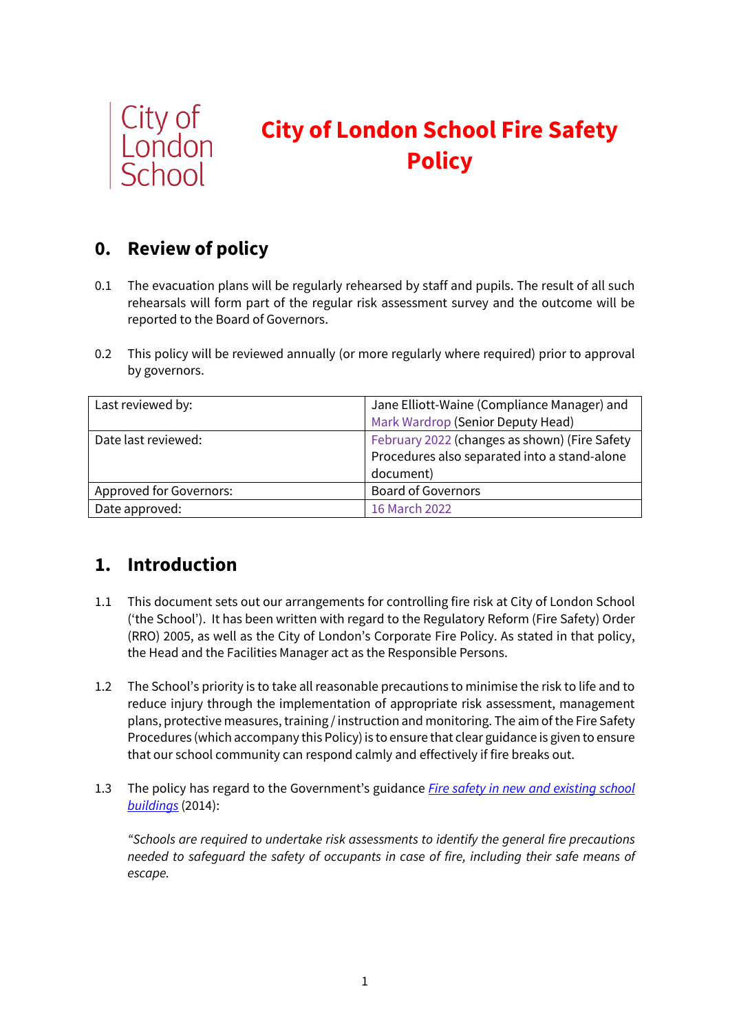City of London School

# City of London School Fire Safety Policy

## 0. Review of policy

0.1 The evacuation plans will be regularly rehearsed by staff and pupils. The result of all such rehearsals will form part of the regular risk assessment survey and the outcome will be reported to the Board of Governors.

0.2 This policy will be reviewed annually (or more regularly where required) prior to approval by governors.

| | |
|---|---|
| Last reviewed by: | Jane Elliott-Waine (Compliance Manager) and Mark Wardrop (Senior Deputy Head) |
| Date last reviewed: | February 2022 (changes as shown) (Fire Safety Procedures also separated into a stand-alone document) |
| Approved for Governors: | Board of Governors |
| Date approved: | 16 March 2022 |

## 1. Introduction

1.1 This document sets out our arrangements for controlling fire risk at City of London School ('the School'). It has been written with regard to the Regulatory Reform (Fire Safety) Order (RRO) 2005, as well as the City of London's Corporate Fire Policy. As stated in that policy, the Head and the Facilities Manager act as the Responsible Persons.

1.2 The School's priority is to take all reasonable precautions to minimise the risk to life and to reduce injury through the implementation of appropriate risk assessment, management plans, protective measures, training / instruction and monitoring. The aim of the Fire Safety Procedures (which accompany this Policy) is to ensure that clear guidance is given to ensure that our school community can respond calmly and effectively if fire breaks out.

1.3 The policy has regard to the Government's guidance *Fire safety in new and existing school buildings* (2014):

*"Schools are required to undertake risk assessments to identify the general fire precautions needed to safeguard the safety of occupants in case of fire, including their safe means of escape.*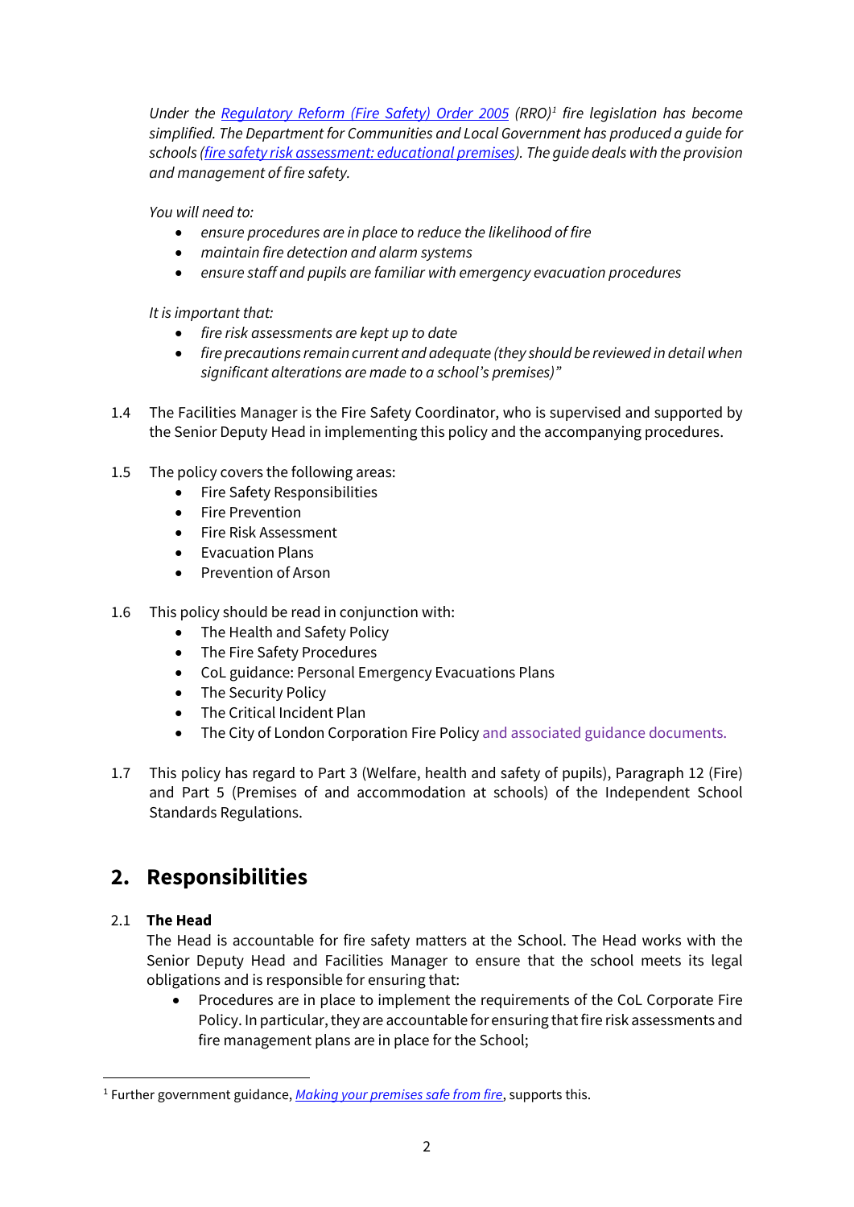*Under the [Regulatory Reform (Fire Safety) Order 2005](#) (RRO)[1] fire legislation has become simplified. The Department for Communities and Local Government has produced a guide for schools ([fire safety risk assessment: educational premises](#)). The guide deals with the provision and management of fire safety.*

*You will need to:*

- *ensure procedures are in place to reduce the likelihood of fire*
- *maintain fire detection and alarm systems*
- *ensure staff and pupils are familiar with emergency evacuation procedures*

*It is important that:*

- *fire risk assessments are kept up to date*
- *fire precautions remain current and adequate (they should be reviewed in detail when significant alterations are made to a school's premises)"*

1.4 The Facilities Manager is the Fire Safety Coordinator, who is supervised and supported by the Senior Deputy Head in implementing this policy and the accompanying procedures.

1.5 The policy covers the following areas:

- Fire Safety Responsibilities
- Fire Prevention
- Fire Risk Assessment
- Evacuation Plans
- Prevention of Arson

1.6 This policy should be read in conjunction with:

- The Health and Safety Policy
- The Fire Safety Procedures
- CoL guidance: Personal Emergency Evacuations Plans
- The Security Policy
- The Critical Incident Plan
- The City of London Corporation Fire Policy and associated guidance documents.

1.7 This policy has regard to Part 3 (Welfare, health and safety of pupils), Paragraph 12 (Fire) and Part 5 (Premises of and accommodation at schools) of the Independent School Standards Regulations.

## 2. Responsibilities

2.1 **The Head**

The Head is accountable for fire safety matters at the School. The Head works with the Senior Deputy Head and Facilities Manager to ensure that the school meets its legal obligations and is responsible for ensuring that:

- Procedures are in place to implement the requirements of the CoL Corporate Fire Policy. In particular, they are accountable for ensuring that fire risk assessments and fire management plans are in place for the School;

---

[1] Further government guidance, *[Making your premises safe from fire](#)*, supports this.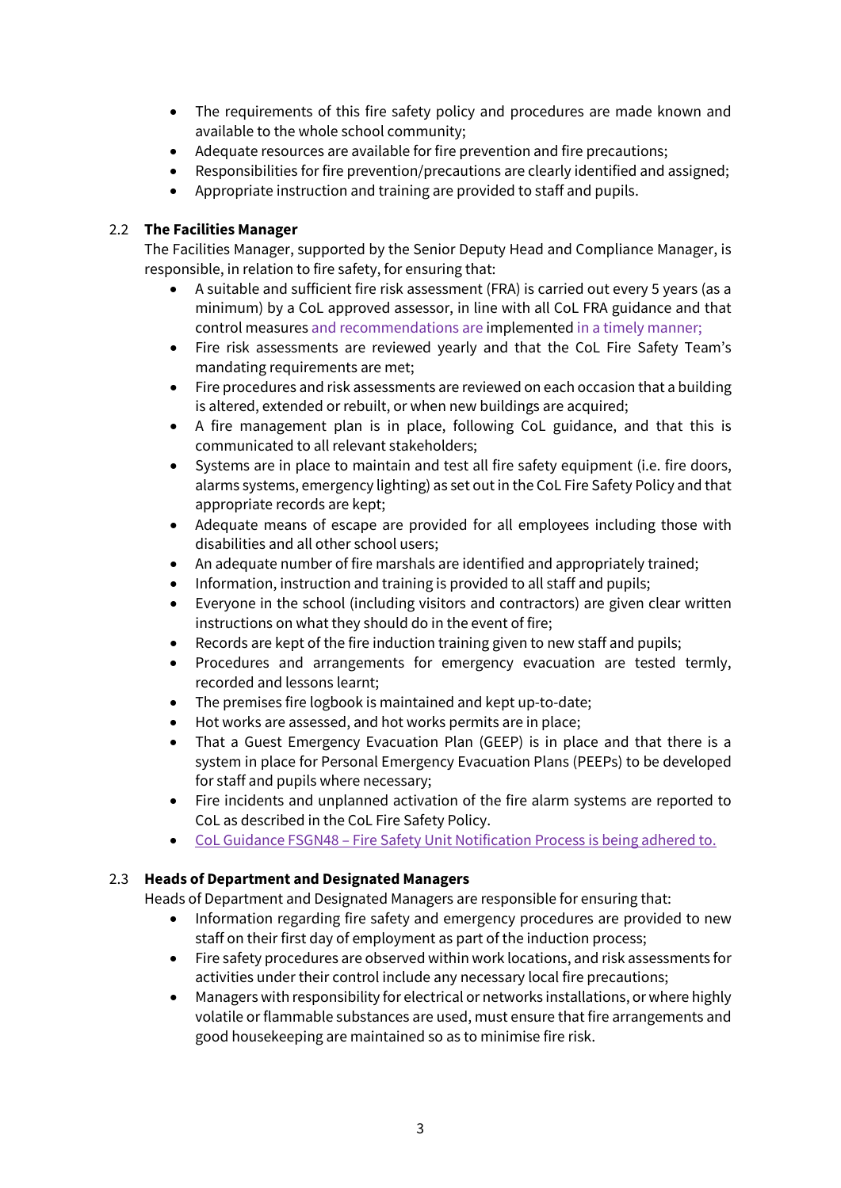- The requirements of this fire safety policy and procedures are made known and available to the whole school community;
- Adequate resources are available for fire prevention and fire precautions;
- Responsibilities for fire prevention/precautions are clearly identified and assigned;
- Appropriate instruction and training are provided to staff and pupils.

### 2.2 The Facilities Manager

The Facilities Manager, supported by the Senior Deputy Head and Compliance Manager, is responsible, in relation to fire safety, for ensuring that:

- A suitable and sufficient fire risk assessment (FRA) is carried out every 5 years (as a minimum) by a CoL approved assessor, in line with all CoL FRA guidance and that control measures and recommendations are implemented in a timely manner;
- Fire risk assessments are reviewed yearly and that the CoL Fire Safety Team's mandating requirements are met;
- Fire procedures and risk assessments are reviewed on each occasion that a building is altered, extended or rebuilt, or when new buildings are acquired;
- A fire management plan is in place, following CoL guidance, and that this is communicated to all relevant stakeholders;
- Systems are in place to maintain and test all fire safety equipment (i.e. fire doors, alarms systems, emergency lighting) as set out in the CoL Fire Safety Policy and that appropriate records are kept;
- Adequate means of escape are provided for all employees including those with disabilities and all other school users;
- An adequate number of fire marshals are identified and appropriately trained;
- Information, instruction and training is provided to all staff and pupils;
- Everyone in the school (including visitors and contractors) are given clear written instructions on what they should do in the event of fire;
- Records are kept of the fire induction training given to new staff and pupils;
- Procedures and arrangements for emergency evacuation are tested termly, recorded and lessons learnt;
- The premises fire logbook is maintained and kept up-to-date;
- Hot works are assessed, and hot works permits are in place;
- That a Guest Emergency Evacuation Plan (GEEP) is in place and that there is a system in place for Personal Emergency Evacuation Plans (PEEPs) to be developed for staff and pupils where necessary;
- Fire incidents and unplanned activation of the fire alarm systems are reported to CoL as described in the CoL Fire Safety Policy.
- CoL Guidance FSGN48 – Fire Safety Unit Notification Process is being adhered to.

### 2.3 Heads of Department and Designated Managers

Heads of Department and Designated Managers are responsible for ensuring that:

- Information regarding fire safety and emergency procedures are provided to new staff on their first day of employment as part of the induction process;
- Fire safety procedures are observed within work locations, and risk assessments for activities under their control include any necessary local fire precautions;
- Managers with responsibility for electrical or networks installations, or where highly volatile or flammable substances are used, must ensure that fire arrangements and good housekeeping are maintained so as to minimise fire risk.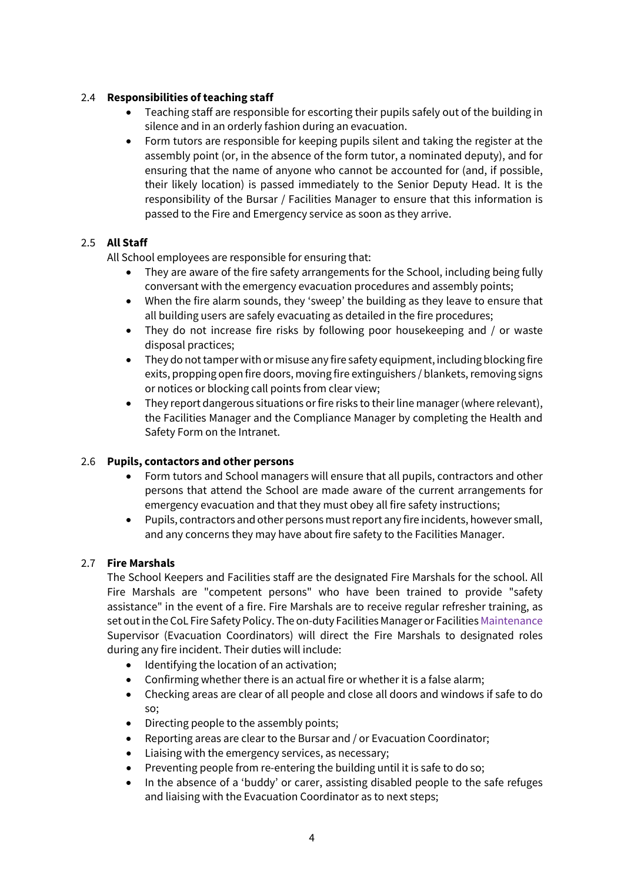### 2.4 **Responsibilities of teaching staff**

- Teaching staff are responsible for escorting their pupils safely out of the building in silence and in an orderly fashion during an evacuation.
- Form tutors are responsible for keeping pupils silent and taking the register at the assembly point (or, in the absence of the form tutor, a nominated deputy), and for ensuring that the name of anyone who cannot be accounted for (and, if possible, their likely location) is passed immediately to the Senior Deputy Head. It is the responsibility of the Bursar / Facilities Manager to ensure that this information is passed to the Fire and Emergency service as soon as they arrive.

### 2.5 **All Staff**

All School employees are responsible for ensuring that:

- They are aware of the fire safety arrangements for the School, including being fully conversant with the emergency evacuation procedures and assembly points;
- When the fire alarm sounds, they 'sweep' the building as they leave to ensure that all building users are safely evacuating as detailed in the fire procedures;
- They do not increase fire risks by following poor housekeeping and / or waste disposal practices;
- They do not tamper with or misuse any fire safety equipment, including blocking fire exits, propping open fire doors, moving fire extinguishers / blankets, removing signs or notices or blocking call points from clear view;
- They report dangerous situations or fire risks to their line manager (where relevant), the Facilities Manager and the Compliance Manager by completing the Health and Safety Form on the Intranet.

### 2.6 **Pupils, contactors and other persons**

- Form tutors and School managers will ensure that all pupils, contractors and other persons that attend the School are made aware of the current arrangements for emergency evacuation and that they must obey all fire safety instructions;
- Pupils, contractors and other persons must report any fire incidents, however small, and any concerns they may have about fire safety to the Facilities Manager.

### 2.7 **Fire Marshals**

The School Keepers and Facilities staff are the designated Fire Marshals for the school. All Fire Marshals are "competent persons" who have been trained to provide "safety assistance" in the event of a fire. Fire Marshals are to receive regular refresher training, as set out in the CoL Fire Safety Policy. The on-duty Facilities Manager or Facilities Maintenance Supervisor (Evacuation Coordinators) will direct the Fire Marshals to designated roles during any fire incident. Their duties will include:

- Identifying the location of an activation;
- Confirming whether there is an actual fire or whether it is a false alarm;
- Checking areas are clear of all people and close all doors and windows if safe to do so;
- Directing people to the assembly points;
- Reporting areas are clear to the Bursar and / or Evacuation Coordinator;
- Liaising with the emergency services, as necessary;
- Preventing people from re-entering the building until it is safe to do so;
- In the absence of a 'buddy' or carer, assisting disabled people to the safe refuges and liaising with the Evacuation Coordinator as to next steps;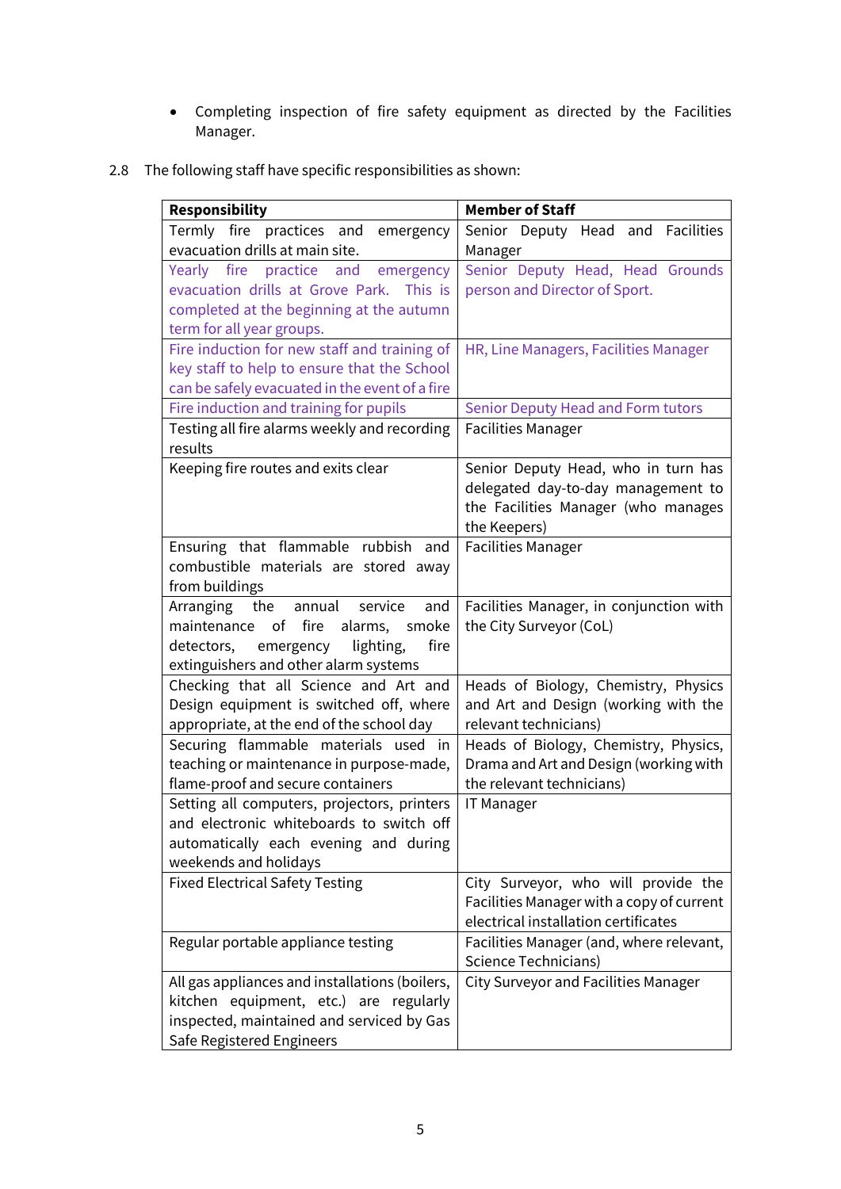- Completing inspection of fire safety equipment as directed by the Facilities Manager.

2.8 The following staff have specific responsibilities as shown:

| Responsibility | Member of Staff |
|---|---|
| Termly fire practices and emergency evacuation drills at main site. | Senior Deputy Head and Facilities Manager |
| Yearly fire practice and emergency evacuation drills at Grove Park. This is completed at the beginning at the autumn term for all year groups. | Senior Deputy Head, Head Grounds person and Director of Sport. |
| Fire induction for new staff and training of key staff to help to ensure that the School can be safely evacuated in the event of a fire | HR, Line Managers, Facilities Manager |
| Fire induction and training for pupils | Senior Deputy Head and Form tutors |
| Testing all fire alarms weekly and recording results | Facilities Manager |
| Keeping fire routes and exits clear | Senior Deputy Head, who in turn has delegated day-to-day management to the Facilities Manager (who manages the Keepers) |
| Ensuring that flammable rubbish and combustible materials are stored away from buildings | Facilities Manager |
| Arranging the annual service and maintenance of fire alarms, smoke detectors, emergency lighting, fire extinguishers and other alarm systems | Facilities Manager, in conjunction with the City Surveyor (CoL) |
| Checking that all Science and Art and Design equipment is switched off, where appropriate, at the end of the school day | Heads of Biology, Chemistry, Physics and Art and Design (working with the relevant technicians) |
| Securing flammable materials used in teaching or maintenance in purpose-made, flame-proof and secure containers | Heads of Biology, Chemistry, Physics, Drama and Art and Design (working with the relevant technicians) |
| Setting all computers, projectors, printers and electronic whiteboards to switch off automatically each evening and during weekends and holidays | IT Manager |
| Fixed Electrical Safety Testing | City Surveyor, who will provide the Facilities Manager with a copy of current electrical installation certificates |
| Regular portable appliance testing | Facilities Manager (and, where relevant, Science Technicians) |
| All gas appliances and installations (boilers, kitchen equipment, etc.) are regularly inspected, maintained and serviced by Gas Safe Registered Engineers | City Surveyor and Facilities Manager |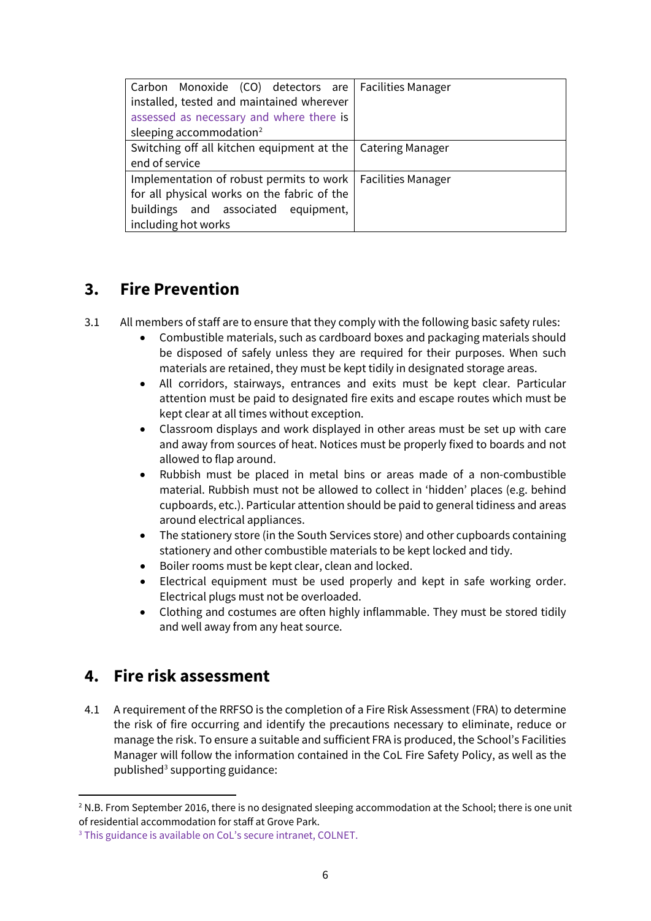| | |
|---|---|
| Carbon Monoxide (CO) detectors are installed, tested and maintained wherever assessed as necessary and where there is sleeping accommodation[2] | Facilities Manager |
| Switching off all kitchen equipment at the end of service | Catering Manager |
| Implementation of robust permits to work for all physical works on the fabric of the buildings and associated equipment, including hot works | Facilities Manager |

## 3. Fire Prevention

3.1 All members of staff are to ensure that they comply with the following basic safety rules:

- Combustible materials, such as cardboard boxes and packaging materials should be disposed of safely unless they are required for their purposes. When such materials are retained, they must be kept tidily in designated storage areas.
- All corridors, stairways, entrances and exits must be kept clear. Particular attention must be paid to designated fire exits and escape routes which must be kept clear at all times without exception.
- Classroom displays and work displayed in other areas must be set up with care and away from sources of heat. Notices must be properly fixed to boards and not allowed to flap around.
- Rubbish must be placed in metal bins or areas made of a non-combustible material. Rubbish must not be allowed to collect in 'hidden' places (e.g. behind cupboards, etc.). Particular attention should be paid to general tidiness and areas around electrical appliances.
- The stationery store (in the South Services store) and other cupboards containing stationery and other combustible materials to be kept locked and tidy.
- Boiler rooms must be kept clear, clean and locked.
- Electrical equipment must be used properly and kept in safe working order. Electrical plugs must not be overloaded.
- Clothing and costumes are often highly inflammable. They must be stored tidily and well away from any heat source.

## 4. Fire risk assessment

4.1 A requirement of the RRFSO is the completion of a Fire Risk Assessment (FRA) to determine the risk of fire occurring and identify the precautions necessary to eliminate, reduce or manage the risk. To ensure a suitable and sufficient FRA is produced, the School's Facilities Manager will follow the information contained in the CoL Fire Safety Policy, as well as the published[3] supporting guidance:

[2] N.B. From September 2016, there is no designated sleeping accommodation at the School; there is one unit of residential accommodation for staff at Grove Park.

[3] This guidance is available on CoL's secure intranet, COLNET.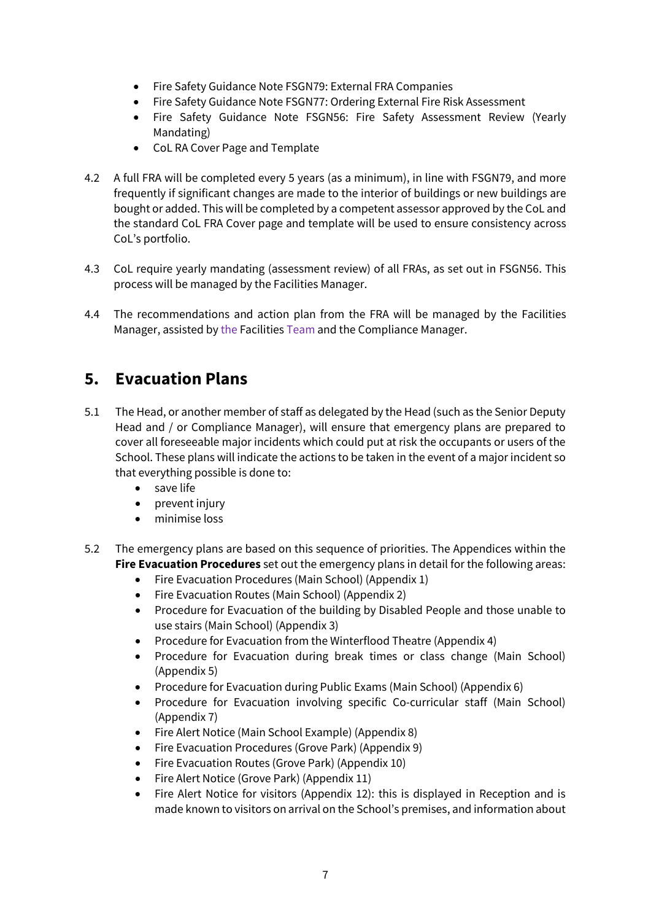- Fire Safety Guidance Note FSGN79: External FRA Companies
- Fire Safety Guidance Note FSGN77: Ordering External Fire Risk Assessment
- Fire Safety Guidance Note FSGN56: Fire Safety Assessment Review (Yearly Mandating)
- CoL RA Cover Page and Template

4.2 A full FRA will be completed every 5 years (as a minimum), in line with FSGN79, and more frequently if significant changes are made to the interior of buildings or new buildings are bought or added. This will be completed by a competent assessor approved by the CoL and the standard CoL FRA Cover page and template will be used to ensure consistency across CoL's portfolio.

4.3 CoL require yearly mandating (assessment review) of all FRAs, as set out in FSGN56. This process will be managed by the Facilities Manager.

4.4 The recommendations and action plan from the FRA will be managed by the Facilities Manager, assisted by the Facilities Team and the Compliance Manager.

## 5. Evacuation Plans

5.1 The Head, or another member of staff as delegated by the Head (such as the Senior Deputy Head and / or Compliance Manager), will ensure that emergency plans are prepared to cover all foreseeable major incidents which could put at risk the occupants or users of the School. These plans will indicate the actions to be taken in the event of a major incident so that everything possible is done to:

- save life
- prevent injury
- minimise loss

5.2 The emergency plans are based on this sequence of priorities. The Appendices within the **Fire Evacuation Procedures** set out the emergency plans in detail for the following areas:

- Fire Evacuation Procedures (Main School) (Appendix 1)
- Fire Evacuation Routes (Main School) (Appendix 2)
- Procedure for Evacuation of the building by Disabled People and those unable to use stairs (Main School) (Appendix 3)
- Procedure for Evacuation from the Winterflood Theatre (Appendix 4)
- Procedure for Evacuation during break times or class change (Main School) (Appendix 5)
- Procedure for Evacuation during Public Exams (Main School) (Appendix 6)
- Procedure for Evacuation involving specific Co-curricular staff (Main School) (Appendix 7)
- Fire Alert Notice (Main School Example) (Appendix 8)
- Fire Evacuation Procedures (Grove Park) (Appendix 9)
- Fire Evacuation Routes (Grove Park) (Appendix 10)
- Fire Alert Notice (Grove Park) (Appendix 11)
- Fire Alert Notice for visitors (Appendix 12): this is displayed in Reception and is made known to visitors on arrival on the School's premises, and information about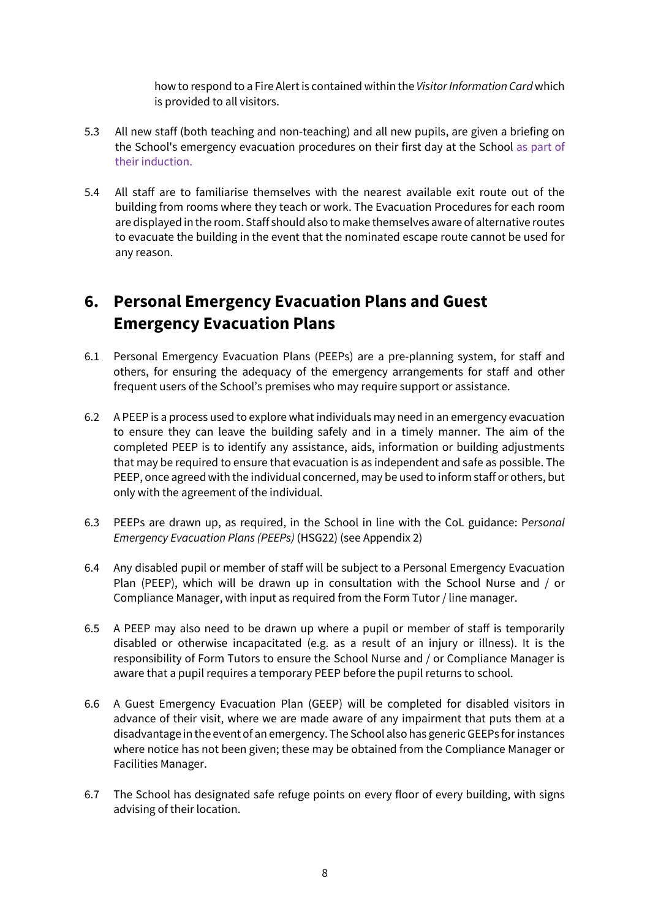how to respond to a Fire Alert is contained within the *Visitor Information Card* which is provided to all visitors.

5.3 All new staff (both teaching and non-teaching) and all new pupils, are given a briefing on the School's emergency evacuation procedures on their first day at the School as part of their induction.

5.4 All staff are to familiarise themselves with the nearest available exit route out of the building from rooms where they teach or work. The Evacuation Procedures for each room are displayed in the room. Staff should also to make themselves aware of alternative routes to evacuate the building in the event that the nominated escape route cannot be used for any reason.

## 6. Personal Emergency Evacuation Plans and Guest Emergency Evacuation Plans

6.1 Personal Emergency Evacuation Plans (PEEPs) are a pre-planning system, for staff and others, for ensuring the adequacy of the emergency arrangements for staff and other frequent users of the School's premises who may require support or assistance.

6.2 A PEEP is a process used to explore what individuals may need in an emergency evacuation to ensure they can leave the building safely and in a timely manner. The aim of the completed PEEP is to identify any assistance, aids, information or building adjustments that may be required to ensure that evacuation is as independent and safe as possible. The PEEP, once agreed with the individual concerned, may be used to inform staff or others, but only with the agreement of the individual.

6.3 PEEPs are drawn up, as required, in the School in line with the CoL guidance: P*ersonal Emergency Evacuation Plans (PEEPs)* (HSG22) (see Appendix 2)

6.4 Any disabled pupil or member of staff will be subject to a Personal Emergency Evacuation Plan (PEEP), which will be drawn up in consultation with the School Nurse and / or Compliance Manager, with input as required from the Form Tutor / line manager.

6.5 A PEEP may also need to be drawn up where a pupil or member of staff is temporarily disabled or otherwise incapacitated (e.g. as a result of an injury or illness). It is the responsibility of Form Tutors to ensure the School Nurse and / or Compliance Manager is aware that a pupil requires a temporary PEEP before the pupil returns to school.

6.6 A Guest Emergency Evacuation Plan (GEEP) will be completed for disabled visitors in advance of their visit, where we are made aware of any impairment that puts them at a disadvantage in the event of an emergency. The School also has generic GEEPs for instances where notice has not been given; these may be obtained from the Compliance Manager or Facilities Manager.

6.7 The School has designated safe refuge points on every floor of every building, with signs advising of their location.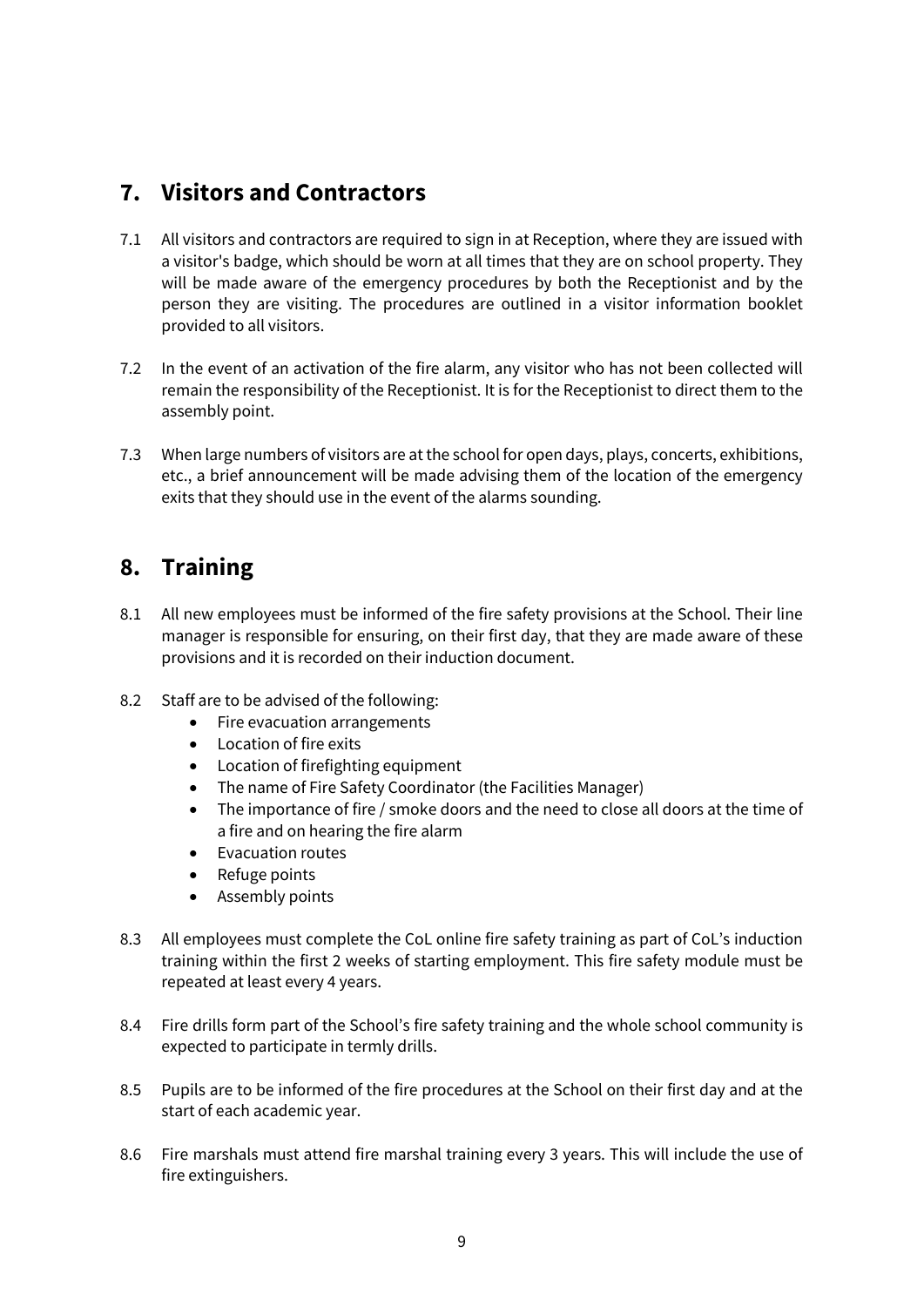## 7. Visitors and Contractors

7.1 All visitors and contractors are required to sign in at Reception, where they are issued with a visitor's badge, which should be worn at all times that they are on school property. They will be made aware of the emergency procedures by both the Receptionist and by the person they are visiting. The procedures are outlined in a visitor information booklet provided to all visitors.

7.2 In the event of an activation of the fire alarm, any visitor who has not been collected will remain the responsibility of the Receptionist. It is for the Receptionist to direct them to the assembly point.

7.3 When large numbers of visitors are at the school for open days, plays, concerts, exhibitions, etc., a brief announcement will be made advising them of the location of the emergency exits that they should use in the event of the alarms sounding.

## 8. Training

8.1 All new employees must be informed of the fire safety provisions at the School. Their line manager is responsible for ensuring, on their first day, that they are made aware of these provisions and it is recorded on their induction document.

8.2 Staff are to be advised of the following:

- Fire evacuation arrangements
- Location of fire exits
- Location of firefighting equipment
- The name of Fire Safety Coordinator (the Facilities Manager)
- The importance of fire / smoke doors and the need to close all doors at the time of a fire and on hearing the fire alarm
- Evacuation routes
- Refuge points
- Assembly points

8.3 All employees must complete the CoL online fire safety training as part of CoL's induction training within the first 2 weeks of starting employment. This fire safety module must be repeated at least every 4 years.

8.4 Fire drills form part of the School's fire safety training and the whole school community is expected to participate in termly drills.

8.5 Pupils are to be informed of the fire procedures at the School on their first day and at the start of each academic year.

8.6 Fire marshals must attend fire marshal training every 3 years. This will include the use of fire extinguishers.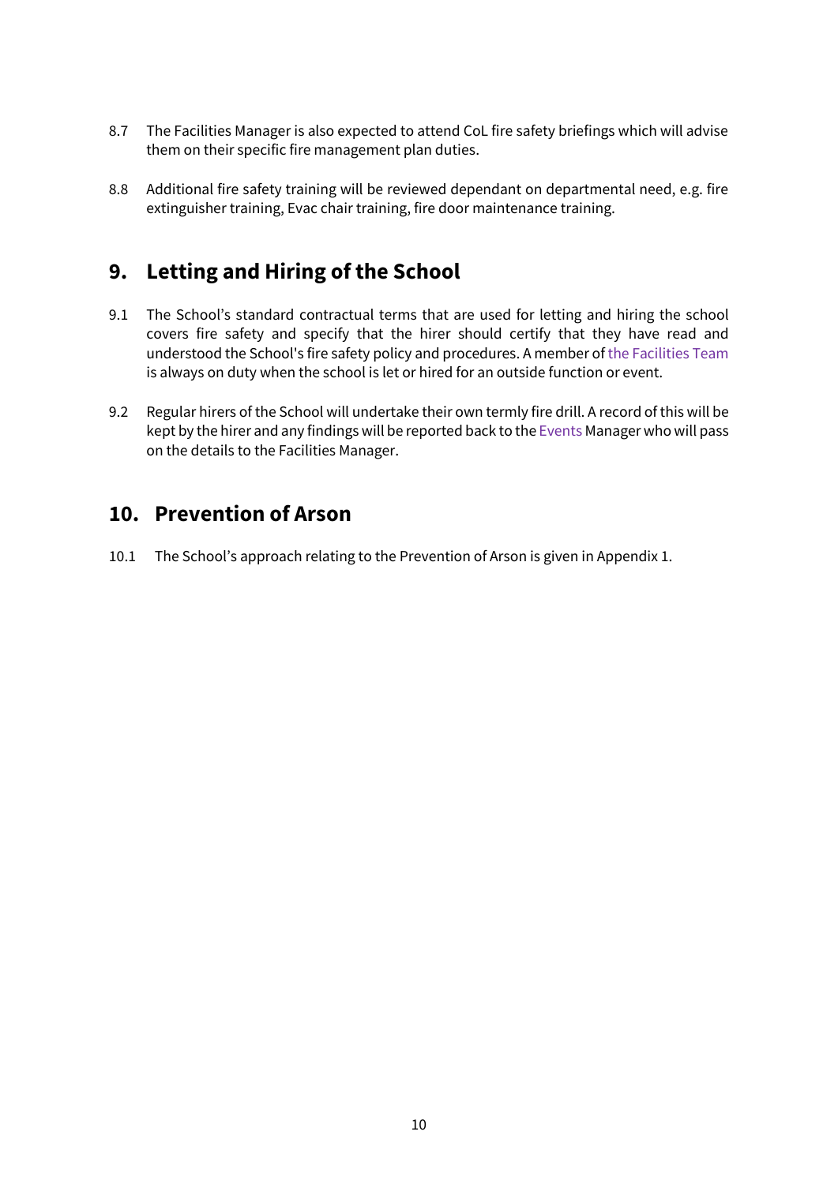8.7 The Facilities Manager is also expected to attend CoL fire safety briefings which will advise them on their specific fire management plan duties.

8.8 Additional fire safety training will be reviewed dependant on departmental need, e.g. fire extinguisher training, Evac chair training, fire door maintenance training.

## 9. Letting and Hiring of the School

9.1 The School's standard contractual terms that are used for letting and hiring the school covers fire safety and specify that the hirer should certify that they have read and understood the School's fire safety policy and procedures. A member of the Facilities Team is always on duty when the school is let or hired for an outside function or event.

9.2 Regular hirers of the School will undertake their own termly fire drill. A record of this will be kept by the hirer and any findings will be reported back to the Events Manager who will pass on the details to the Facilities Manager.

## 10. Prevention of Arson

10.1 The School's approach relating to the Prevention of Arson is given in Appendix 1.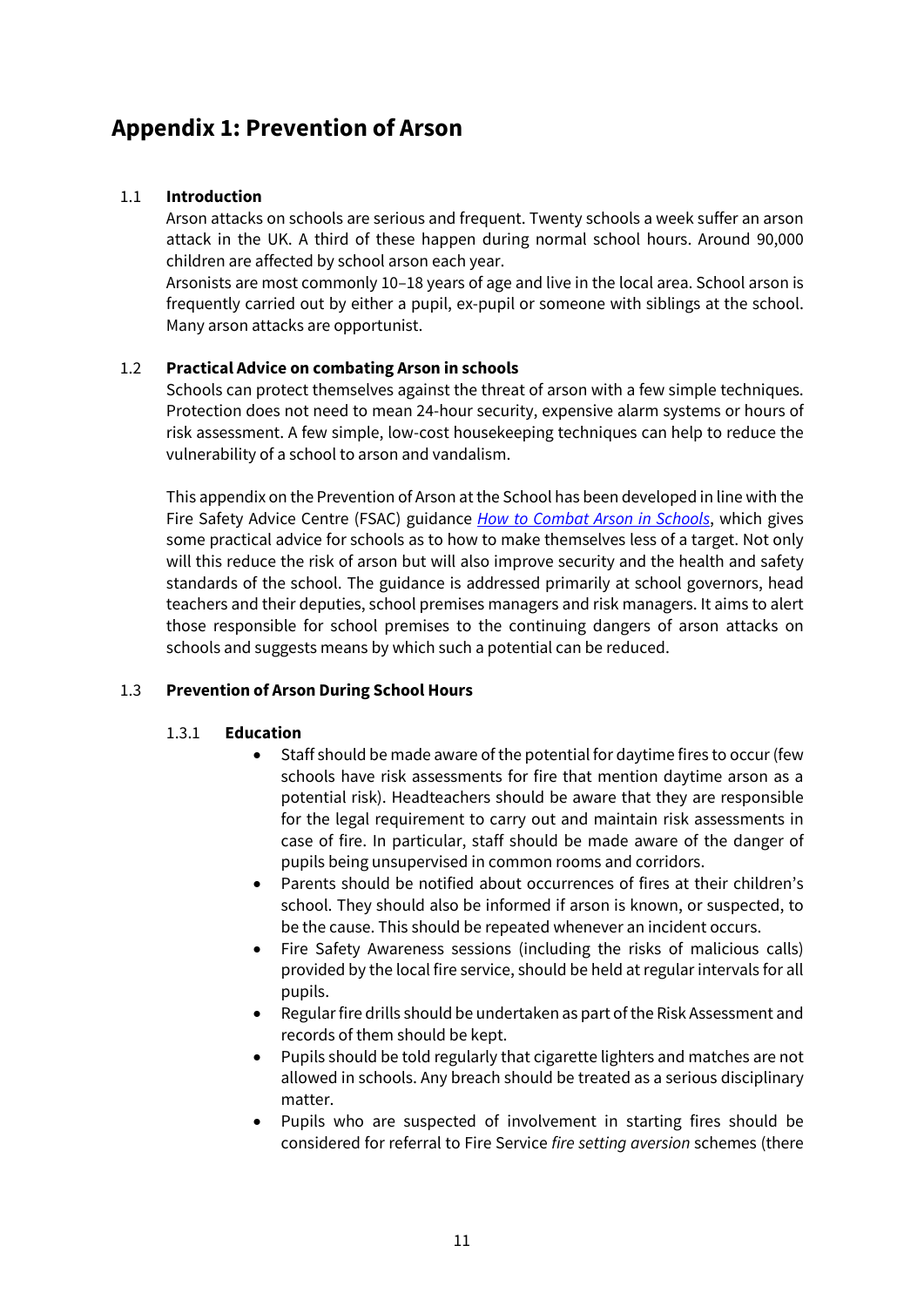# Appendix 1: Prevention of Arson

## 1.1 Introduction

Arson attacks on schools are serious and frequent. Twenty schools a week suffer an arson attack in the UK. A third of these happen during normal school hours. Around 90,000 children are affected by school arson each year.

Arsonists are most commonly 10–18 years of age and live in the local area. School arson is frequently carried out by either a pupil, ex-pupil or someone with siblings at the school. Many arson attacks are opportunist.

## 1.2 Practical Advice on combating Arson in schools

Schools can protect themselves against the threat of arson with a few simple techniques. Protection does not need to mean 24-hour security, expensive alarm systems or hours of risk assessment. A few simple, low-cost housekeeping techniques can help to reduce the vulnerability of a school to arson and vandalism.

This appendix on the Prevention of Arson at the School has been developed in line with the Fire Safety Advice Centre (FSAC) guidance *How to Combat Arson in Schools*, which gives some practical advice for schools as to how to make themselves less of a target. Not only will this reduce the risk of arson but will also improve security and the health and safety standards of the school. The guidance is addressed primarily at school governors, head teachers and their deputies, school premises managers and risk managers. It aims to alert those responsible for school premises to the continuing dangers of arson attacks on schools and suggests means by which such a potential can be reduced.

## 1.3 Prevention of Arson During School Hours

### 1.3.1 Education

- Staff should be made aware of the potential for daytime fires to occur (few schools have risk assessments for fire that mention daytime arson as a potential risk). Headteachers should be aware that they are responsible for the legal requirement to carry out and maintain risk assessments in case of fire. In particular, staff should be made aware of the danger of pupils being unsupervised in common rooms and corridors.
- Parents should be notified about occurrences of fires at their children's school. They should also be informed if arson is known, or suspected, to be the cause. This should be repeated whenever an incident occurs.
- Fire Safety Awareness sessions (including the risks of malicious calls) provided by the local fire service, should be held at regular intervals for all pupils.
- Regular fire drills should be undertaken as part of the Risk Assessment and records of them should be kept.
- Pupils should be told regularly that cigarette lighters and matches are not allowed in schools. Any breach should be treated as a serious disciplinary matter.
- Pupils who are suspected of involvement in starting fires should be considered for referral to Fire Service *fire setting aversion* schemes (there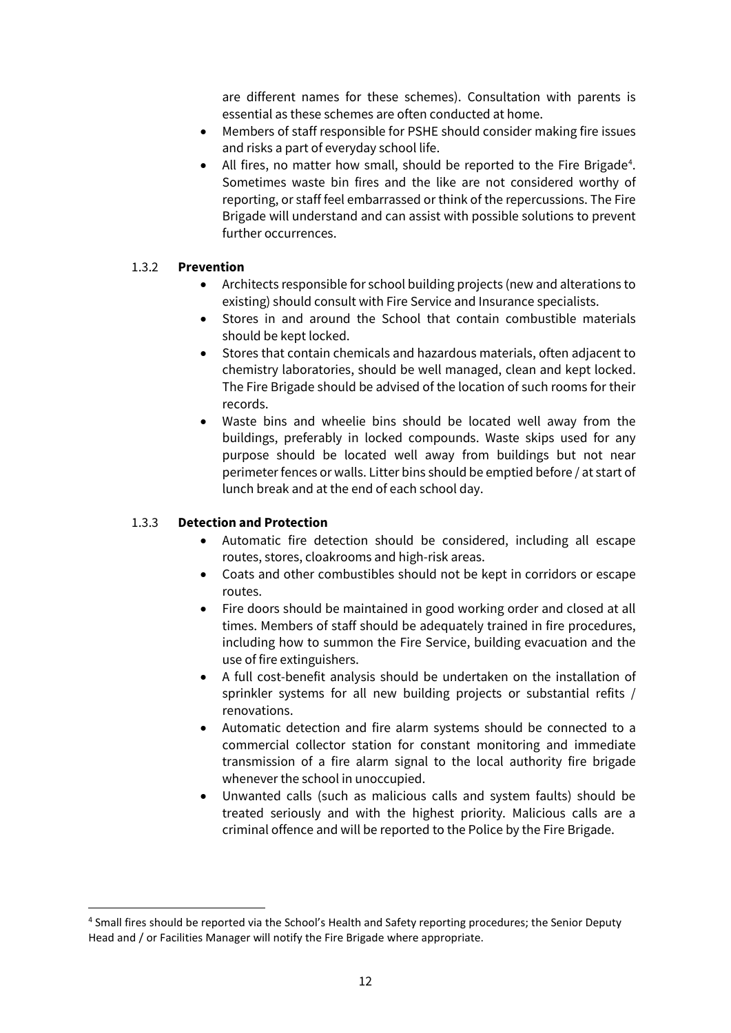are different names for these schemes). Consultation with parents is essential as these schemes are often conducted at home.

- Members of staff responsible for PSHE should consider making fire issues and risks a part of everyday school life.
- All fires, no matter how small, should be reported to the Fire Brigade[4]. Sometimes waste bin fires and the like are not considered worthy of reporting, or staff feel embarrassed or think of the repercussions. The Fire Brigade will understand and can assist with possible solutions to prevent further occurrences.

### 1.3.2 Prevention

- Architects responsible for school building projects (new and alterations to existing) should consult with Fire Service and Insurance specialists.
- Stores in and around the School that contain combustible materials should be kept locked.
- Stores that contain chemicals and hazardous materials, often adjacent to chemistry laboratories, should be well managed, clean and kept locked. The Fire Brigade should be advised of the location of such rooms for their records.
- Waste bins and wheelie bins should be located well away from the buildings, preferably in locked compounds. Waste skips used for any purpose should be located well away from buildings but not near perimeter fences or walls. Litter bins should be emptied before / at start of lunch break and at the end of each school day.

### 1.3.3 Detection and Protection

- Automatic fire detection should be considered, including all escape routes, stores, cloakrooms and high-risk areas.
- Coats and other combustibles should not be kept in corridors or escape routes.
- Fire doors should be maintained in good working order and closed at all times. Members of staff should be adequately trained in fire procedures, including how to summon the Fire Service, building evacuation and the use of fire extinguishers.
- A full cost-benefit analysis should be undertaken on the installation of sprinkler systems for all new building projects or substantial refits / renovations.
- Automatic detection and fire alarm systems should be connected to a commercial collector station for constant monitoring and immediate transmission of a fire alarm signal to the local authority fire brigade whenever the school in unoccupied.
- Unwanted calls (such as malicious calls and system faults) should be treated seriously and with the highest priority. Malicious calls are a criminal offence and will be reported to the Police by the Fire Brigade.

---

[4] Small fires should be reported via the School's Health and Safety reporting procedures; the Senior Deputy Head and / or Facilities Manager will notify the Fire Brigade where appropriate.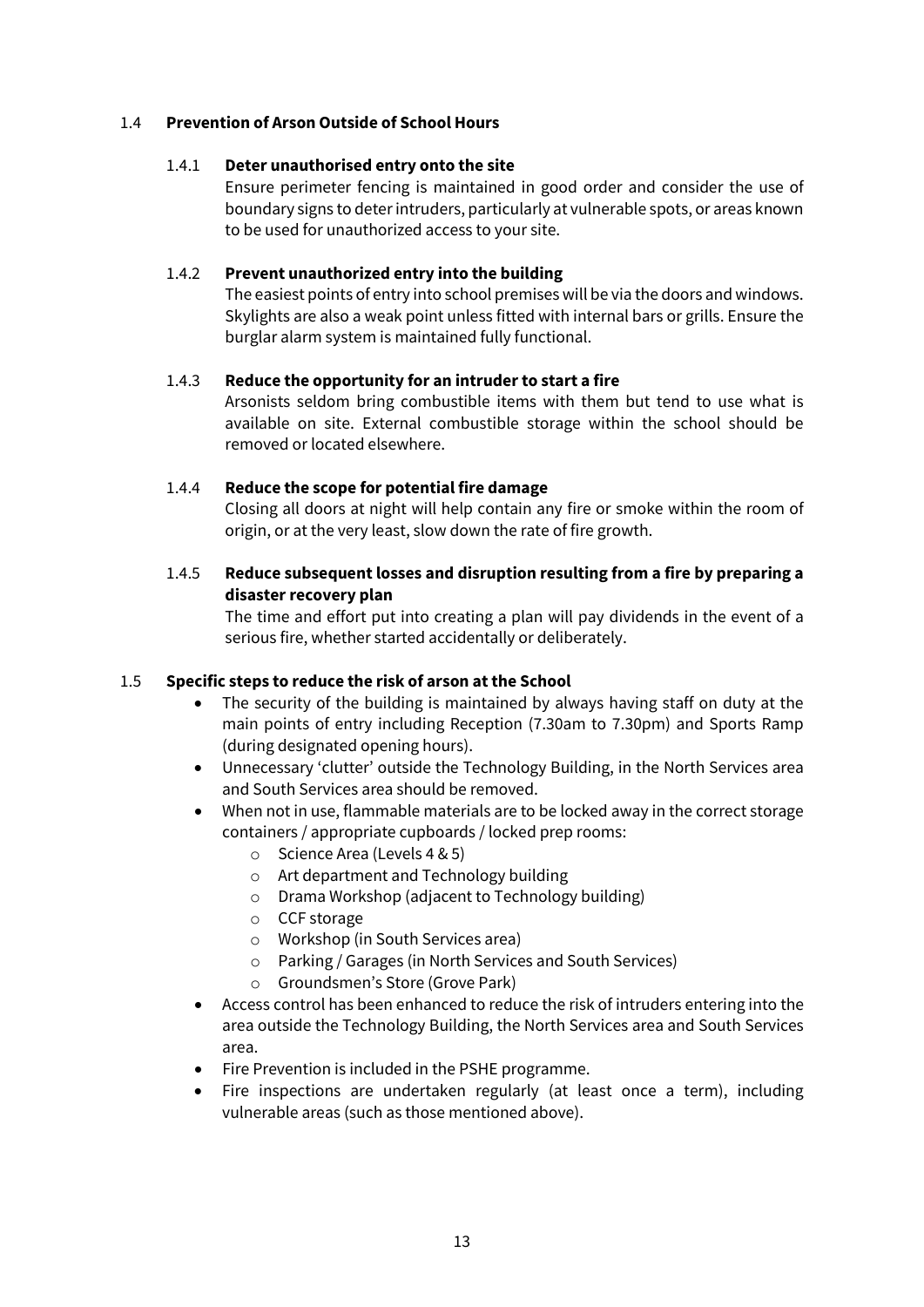### 1.4 Prevention of Arson Outside of School Hours

#### 1.4.1 Deter unauthorised entry onto the site

Ensure perimeter fencing is maintained in good order and consider the use of boundary signs to deter intruders, particularly at vulnerable spots, or areas known to be used for unauthorized access to your site.

#### 1.4.2 Prevent unauthorized entry into the building

The easiest points of entry into school premises will be via the doors and windows. Skylights are also a weak point unless fitted with internal bars or grills. Ensure the burglar alarm system is maintained fully functional.

#### 1.4.3 Reduce the opportunity for an intruder to start a fire

Arsonists seldom bring combustible items with them but tend to use what is available on site. External combustible storage within the school should be removed or located elsewhere.

#### 1.4.4 Reduce the scope for potential fire damage

Closing all doors at night will help contain any fire or smoke within the room of origin, or at the very least, slow down the rate of fire growth.

#### 1.4.5 Reduce subsequent losses and disruption resulting from a fire by preparing a disaster recovery plan

The time and effort put into creating a plan will pay dividends in the event of a serious fire, whether started accidentally or deliberately.

### 1.5 Specific steps to reduce the risk of arson at the School

- The security of the building is maintained by always having staff on duty at the main points of entry including Reception (7.30am to 7.30pm) and Sports Ramp (during designated opening hours).
- Unnecessary 'clutter' outside the Technology Building, in the North Services area and South Services area should be removed.
- When not in use, flammable materials are to be locked away in the correct storage containers / appropriate cupboards / locked prep rooms:
  - Science Area (Levels 4 & 5)
  - Art department and Technology building
  - Drama Workshop (adjacent to Technology building)
  - CCF storage
  - Workshop (in South Services area)
  - Parking / Garages (in North Services and South Services)
  - Groundsmen's Store (Grove Park)
- Access control has been enhanced to reduce the risk of intruders entering into the area outside the Technology Building, the North Services area and South Services area.
- Fire Prevention is included in the PSHE programme.
- Fire inspections are undertaken regularly (at least once a term), including vulnerable areas (such as those mentioned above).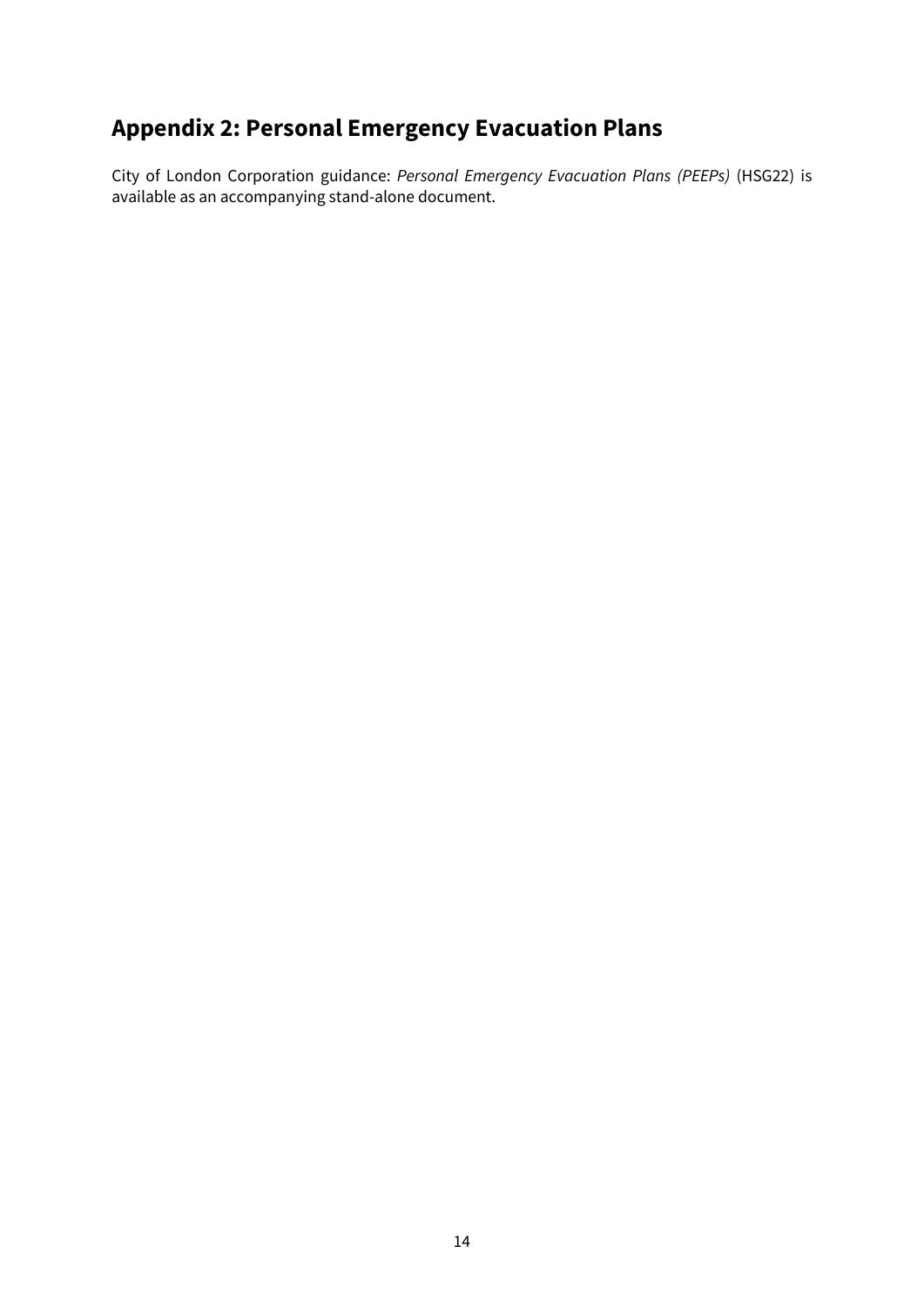## Appendix 2: Personal Emergency Evacuation Plans

City of London Corporation guidance: *Personal Emergency Evacuation Plans (PEEPs)* (HSG22) is available as an accompanying stand-alone document.